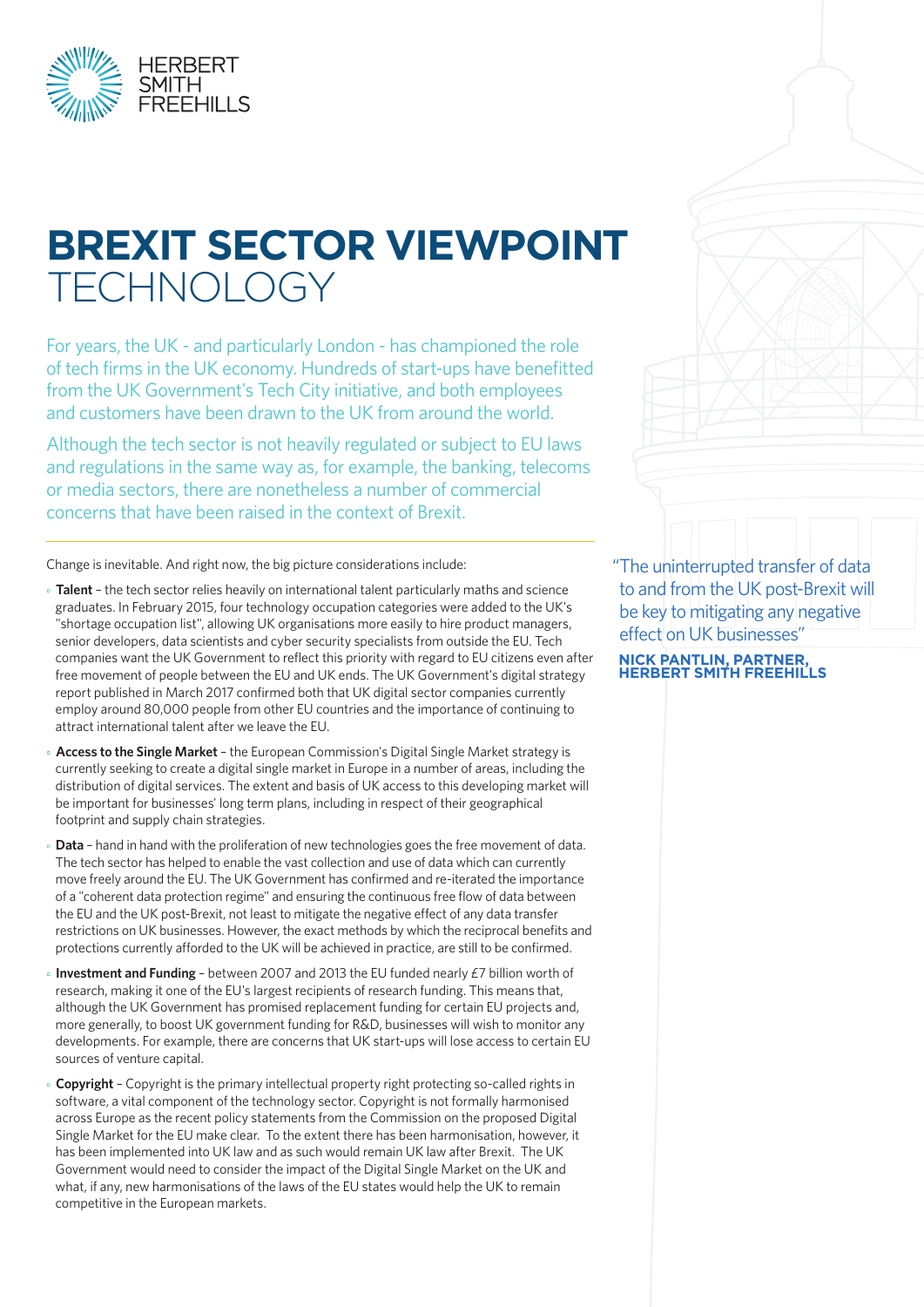HERBERT SMITH FREEHILLS

# BREXIT SECTOR VIEWPOINT TECHNOLOGY

For years, the UK - and particularly London - has championed the role of tech firms in the UK economy. Hundreds of start-ups have benefitted from the UK Government's Tech City initiative, and both employees and customers have been drawn to the UK from around the world.

Although the tech sector is not heavily regulated or subject to EU laws and regulations in the same way as, for example, the banking, telecoms or media sectors, there are nonetheless a number of commercial concerns that have been raised in the context of Brexit.

Change is inevitable. And right now, the big picture considerations include:

- **Talent** – the tech sector relies heavily on international talent particularly maths and science graduates. In February 2015, four technology occupation categories were added to the UK's "shortage occupation list", allowing UK organisations more easily to hire product managers, senior developers, data scientists and cyber security specialists from outside the EU. Tech companies want the UK Government to reflect this priority with regard to EU citizens even after free movement of people between the EU and UK ends. The UK Government's digital strategy report published in March 2017 confirmed both that UK digital sector companies currently employ around 80,000 people from other EU countries and the importance of continuing to attract international talent after we leave the EU.
- **Access to the Single Market** – the European Commission's Digital Single Market strategy is currently seeking to create a digital single market in Europe in a number of areas, including the distribution of digital services. The extent and basis of UK access to this developing market will be important for businesses' long term plans, including in respect of their geographical footprint and supply chain strategies.
- **Data** – hand in hand with the proliferation of new technologies goes the free movement of data. The tech sector has helped to enable the vast collection and use of data which can currently move freely around the EU. The UK Government has confirmed and re-iterated the importance of a "coherent data protection regime" and ensuring the continuous free flow of data between the EU and the UK post-Brexit, not least to mitigate the negative effect of any data transfer restrictions on UK businesses. However, the exact methods by which the reciprocal benefits and protections currently afforded to the UK will be achieved in practice, are still to be confirmed.
- **Investment and Funding** – between 2007 and 2013 the EU funded nearly £7 billion worth of research, making it one of the EU's largest recipients of research funding. This means that, although the UK Government has promised replacement funding for certain EU projects and, more generally, to boost UK government funding for R&D, businesses will wish to monitor any developments. For example, there are concerns that UK start-ups will lose access to certain EU sources of venture capital.
- **Copyright** – Copyright is the primary intellectual property right protecting so-called rights in software, a vital component of the technology sector. Copyright is not formally harmonised across Europe as the recent policy statements from the Commission on the proposed Digital Single Market for the EU make clear. To the extent there has been harmonisation, however, it has been implemented into UK law and as such would remain UK law after Brexit. The UK Government would need to consider the impact of the Digital Single Market on the UK and what, if any, new harmonisations of the laws of the EU states would help the UK to remain competitive in the European markets.

"The uninterrupted transfer of data to and from the UK post-Brexit will be key to mitigating any negative effect on UK businesses"

**NICK PANTLIN, PARTNER, HERBERT SMITH FREEHILLS**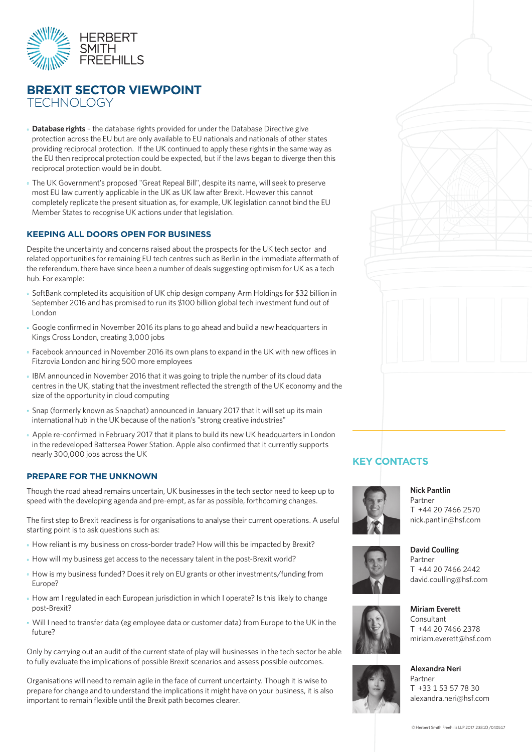# BREXIT SECTOR VIEWPOINT

## TECHNOLOGY

- **Database rights** – the database rights provided for under the Database Directive give protection across the EU but are only available to EU nationals and nationals of other states providing reciprocal protection. If the UK continued to apply these rights in the same way as the EU then reciprocal protection could be expected, but if the laws began to diverge then this reciprocal protection would be in doubt.
- The UK Government's proposed "Great Repeal Bill", despite its name, will seek to preserve most EU law currently applicable in the UK as UK law after Brexit. However this cannot completely replicate the present situation as, for example, UK legislation cannot bind the EU Member States to recognise UK actions under that legislation.

### KEEPING ALL DOORS OPEN FOR BUSINESS

Despite the uncertainty and concerns raised about the prospects for the UK tech sector and related opportunities for remaining EU tech centres such as Berlin in the immediate aftermath of the referendum, there have since been a number of deals suggesting optimism for UK as a tech hub. For example:

- SoftBank completed its acquisition of UK chip design company Arm Holdings for $32 billion in September 2016 and has promised to run its $100 billion global tech investment fund out of London
- Google confirmed in November 2016 its plans to go ahead and build a new headquarters in Kings Cross London, creating 3,000 jobs
- Facebook announced in November 2016 its own plans to expand in the UK with new offices in Fitzrovia London and hiring 500 more employees
- IBM announced in November 2016 that it was going to triple the number of its cloud data centres in the UK, stating that the investment reflected the strength of the UK economy and the size of the opportunity in cloud computing
- Snap (formerly known as Snapchat) announced in January 2017 that it will set up its main international hub in the UK because of the nation's "strong creative industries"
- Apple re-confirmed in February 2017 that it plans to build its new UK headquarters in London in the redeveloped Battersea Power Station. Apple also confirmed that it currently supports nearly 300,000 jobs across the UK

### PREPARE FOR THE UNKNOWN

Though the road ahead remains uncertain, UK businesses in the tech sector need to keep up to speed with the developing agenda and pre-empt, as far as possible, forthcoming changes.

The first step to Brexit readiness is for organisations to analyse their current operations. A useful starting point is to ask questions such as:

- How reliant is my business on cross-border trade? How will this be impacted by Brexit?
- How will my business get access to the necessary talent in the post-Brexit world?
- How is my business funded? Does it rely on EU grants or other investments/funding from Europe?
- How am I regulated in each European jurisdiction in which I operate? Is this likely to change post-Brexit?
- Will I need to transfer data (eg employee data or customer data) from Europe to the UK in the future?

Only by carrying out an audit of the current state of play will businesses in the tech sector be able to fully evaluate the implications of possible Brexit scenarios and assess possible outcomes.

Organisations will need to remain agile in the face of current uncertainty. Though it is wise to prepare for change and to understand the implications it might have on your business, it is also important to remain flexible until the Brexit path becomes clearer.

### KEY CONTACTS

**Nick Pantlin**
Partner
T +44 20 7466 2570
nick.pantlin@hsf.com

**David Coulling**
Partner
T +44 20 7466 2442
david.coulling@hsf.com

**Miriam Everett**
Consultant
T +44 20 7466 2378
miriam.everett@hsf.com

**Alexandra Neri**
Partner
T +33 1 53 57 78 30
alexandra.neri@hsf.com

© Herbert Smith Freehills LLP 2017 23810/040517